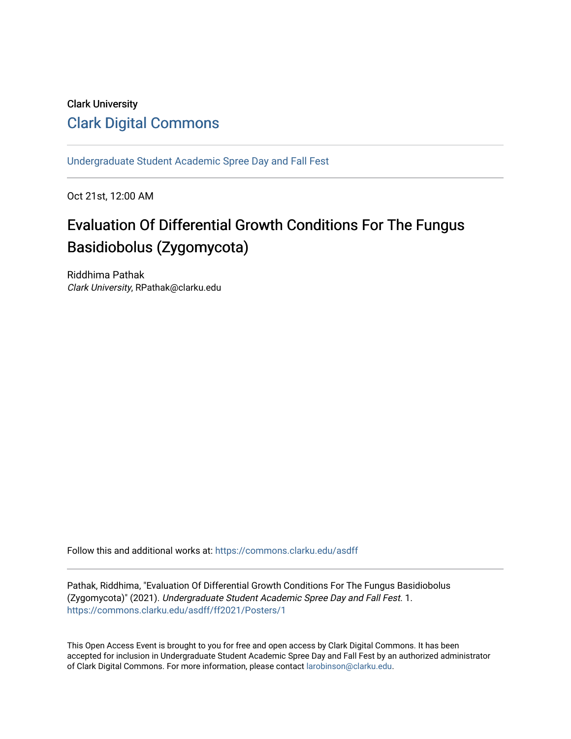Clark University

## Clark Digital Commons

Undergraduate Student Academic Spree Day and Fall Fest

Oct 21st, 12:00 AM

# Evaluation Of Differential Growth Conditions For The Fungus Basidiobolus (Zygomycota)

Riddhima Pathak
*Clark University*, RPathak@clarku.edu

Follow this and additional works at: https://commons.clarku.edu/asdff

Pathak, Riddhima, "Evaluation Of Differential Growth Conditions For The Fungus Basidiobolus (Zygomycota)" (2021). *Undergraduate Student Academic Spree Day and Fall Fest*. 1.
https://commons.clarku.edu/asdff/ff2021/Posters/1

This Open Access Event is brought to you for free and open access by Clark Digital Commons. It has been accepted for inclusion in Undergraduate Student Academic Spree Day and Fall Fest by an authorized administrator of Clark Digital Commons. For more information, please contact larobinson@clarku.edu.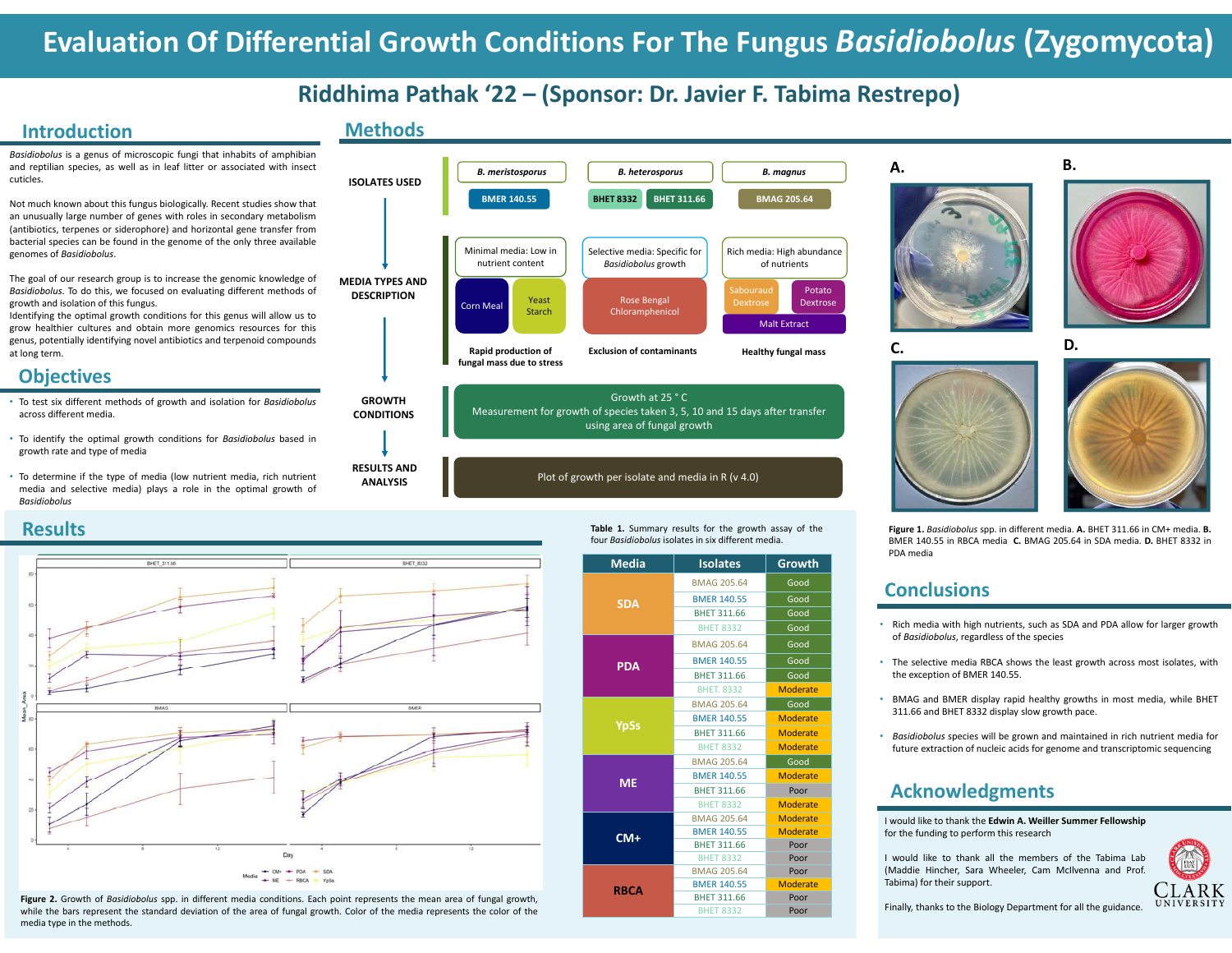# Evaluation Of Differential Growth Conditions For The Fungus *Basidiobolus* (Zygomycota)

## Riddhima Pathak '22 – (Sponsor: Dr. Javier F. Tabima Restrepo)

## Introduction

*Basidiobolus* is a genus of microscopic fungi that inhabits of amphibian and reptilian species, as well as in leaf litter or associated with insect cuticles.

Not much known about this fungus biologically. Recent studies show that an unusually large number of genes with roles in secondary metabolism (antibiotics, terpenes or siderophore) and horizontal gene transfer from bacterial species can be found in the genome of the only three available genomes of *Basidiobolus*.

The goal of our research group is to increase the genomic knowledge of *Basidiobolus*. To do this, we focused on evaluating different methods of growth and isolation of this fungus.
Identifying the optimal growth conditions for this genus will allow us to grow healthier cultures and obtain more genomics resources for this genus, potentially identifying novel antibiotics and terpenoid compounds at long term.

## Objectives

- To test six different methods of growth and isolation for *Basidiobolus* across different media.
- To identify the optimal growth conditions for *Basidiobolus* based in growth rate and type of media
- To determine if the type of media (low nutrient media, rich nutrient media and selective media) plays a role in the optimal growth of *Basidiobolus*

## Methods

**ISOLATES USED**

- *B. meristosporus*: BMER 140.55
- *B. heterosporus*: BHET 8332, BHET 311.66
- *B. magnus*: BMAG 205.64

**MEDIA TYPES AND DESCRIPTION**

- Minimal media: Low in nutrient content — Corn Meal, Yeast Starch — Rapid production of fungal mass due to stress
- Selective media: Specific for *Basidiobolus* growth — Rose Bengal Chloramphenicol — Exclusion of contaminants
- Rich media: High abundance of nutrients — Sabouraud Dextrose, Potato Dextrose, Malt Extract — Healthy fungal mass

**GROWTH CONDITIONS**

Growth at 25 ° C
Measurement for growth of species taken 3, 5, 10 and 15 days after transfer using area of fungal growth

**RESULTS AND ANALYSIS**

Plot of growth per isolate and media in R (v 4.0)

A.
B.
C.
D.

**Figure 1.** *Basidiobolus* spp. in different media. **A.** BHET 311.66 in CM+ media. **B.** BMER 140.55 in RBCA media **C.** BMAG 205.64 in SDA media. **D.** BHET 8332 in PDA media

## Results

BHET_311.66
BHET_8332
BMAG
BMER
Mean_Area
Day
Media: CM+, ME, PDA, RBCA, SDA, YpSs

**Figure 2.** Growth of *Basidiobolus* spp. in different media conditions. Each point represents the mean area of fungal growth, while the bars represent the standard deviation of the area of fungal growth. Color of the media represents the color of the media type in the methods.

**Table 1.** Summary results for the growth assay of the four *Basidiobolus* isolates in six different media.

| Media | Isolates | Growth |
|---|---|---|
| SDA | BMAG 205.64 | Good |
| | BMER 140.55 | Good |
| | BHET 311.66 | Good |
| | BHET 8332 | Good |
| PDA | BMAG 205.64 | Good |
| | BMER 140.55 | Good |
| | BHET 311.66 | Good |
| | BHET 8332 | Moderate |
| YpSs | BMAG 205.64 | Good |
| | BMER 140.55 | Moderate |
| | BHET 311.66 | Moderate |
| | BHET 8332 | Moderate |
| ME | BMAG 205.64 | Good |
| | BMER 140.55 | Moderate |
| | BHET 311.66 | Poor |
| | BHET 8332 | Moderate |
| CM+ | BMAG 205.64 | Moderate |
| | BMER 140.55 | Moderate |
| | BHET 311.66 | Poor |
| | BHET 8332 | Poor |
| RBCA | BMAG 205.64 | Poor |
| | BMER 140.55 | Moderate |
| | BHET 311.66 | Poor |
| | BHET 8332 | Poor |

## Conclusions

- Rich media with high nutrients, such as SDA and PDA allow for larger growth of *Basidiobolus*, regardless of the species
- The selective media RBCA shows the least growth across most isolates, with the exception of BMER 140.55.
- BMAG and BMER display rapid healthy growths in most media, while BHET 311.66 and BHET 8332 display slow growth pace.
- *Basidiobolus* species will be grown and maintained in rich nutrient media for future extraction of nucleic acids for genome and transcriptomic sequencing

## Acknowledgments

I would like to thank the **Edwin A. Weiller Summer Fellowship** for the funding to perform this research

I would like to thank all the members of the Tabima Lab (Maddie Hincher, Sara Wheeler, Cam McIlvenna and Prof. Tabima) for their support.

Finally, thanks to the Biology Department for all the guidance.

CLARK UNIVERSITY